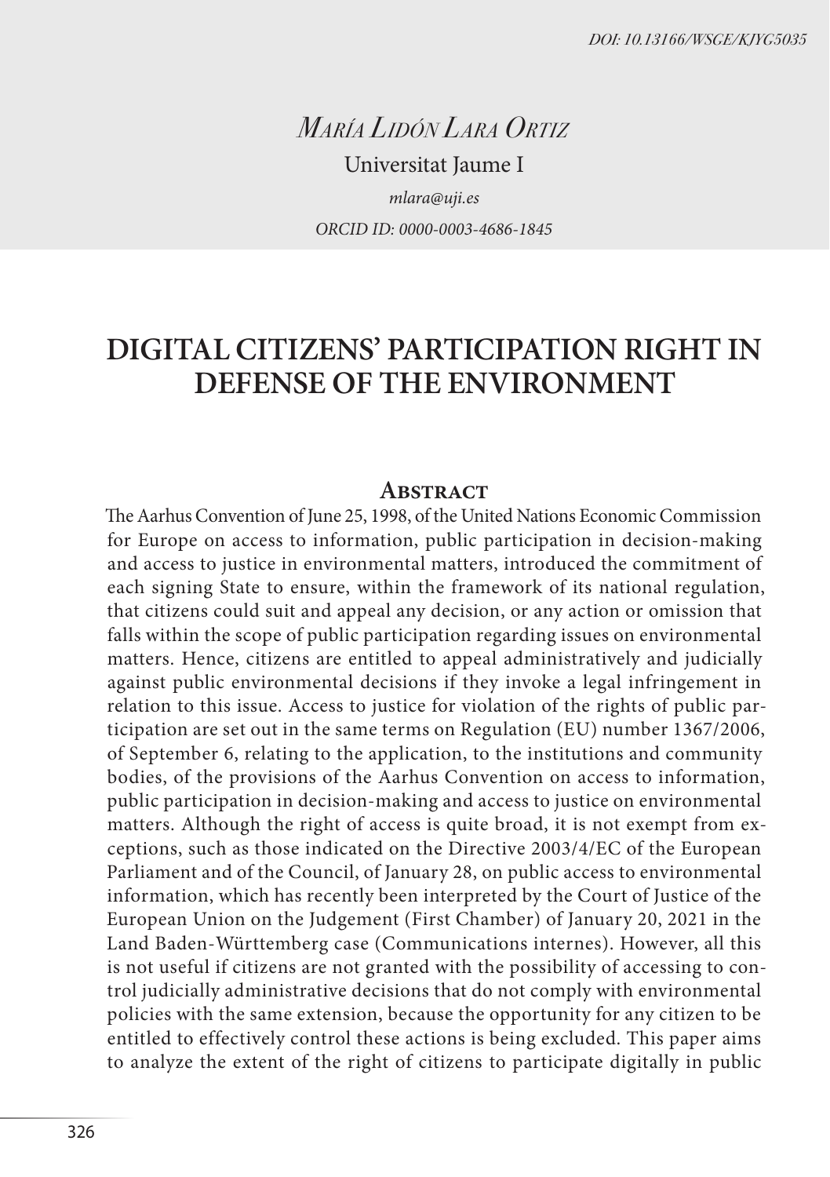DOI: 10.13166/WSGE/KJYG5035

*María Lidón Lara Ortiz*

Universitat Jaume I

*mlara@uji.es*

*ORCID ID: 0000-0003-4686-1845*

# DIGITAL CITIZENS' PARTICIPATION RIGHT IN DEFENSE OF THE ENVIRONMENT

## Abstract

The Aarhus Convention of June 25, 1998, of the United Nations Economic Commission for Europe on access to information, public participation in decision-making and access to justice in environmental matters, introduced the commitment of each signing State to ensure, within the framework of its national regulation, that citizens could suit and appeal any decision, or any action or omission that falls within the scope of public participation regarding issues on environmental matters. Hence, citizens are entitled to appeal administratively and judicially against public environmental decisions if they invoke a legal infringement in relation to this issue. Access to justice for violation of the rights of public participation are set out in the same terms on Regulation (EU) number 1367/2006, of September 6, relating to the application, to the institutions and community bodies, of the provisions of the Aarhus Convention on access to information, public participation in decision-making and access to justice on environmental matters. Although the right of access is quite broad, it is not exempt from exceptions, such as those indicated on the Directive 2003/4/EC of the European Parliament and of the Council, of January 28, on public access to environmental information, which has recently been interpreted by the Court of Justice of the European Union on the Judgement (First Chamber) of January 20, 2021 in the Land Baden-Württemberg case (Communications internes). However, all this is not useful if citizens are not granted with the possibility of accessing to control judicially administrative decisions that do not comply with environmental policies with the same extension, because the opportunity for any citizen to be entitled to effectively control these actions is being excluded. This paper aims to analyze the extent of the right of citizens to participate digitally in public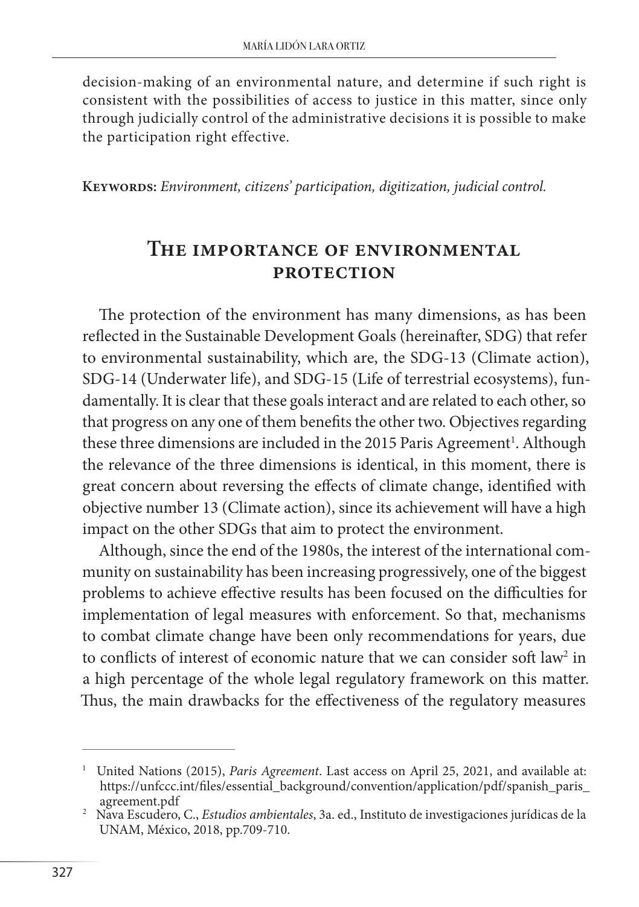decision-making of an environmental nature, and determine if such right is consistent with the possibilities of access to justice in this matter, since only through judicially control of the administrative decisions it is possible to make the participation right effective.

**Keywords:** *Environment, citizens' participation, digitization, judicial control.*

## The importance of environmental protection

The protection of the environment has many dimensions, as has been reflected in the Sustainable Development Goals (hereinafter, SDG) that refer to environmental sustainability, which are, the SDG-13 (Climate action), SDG-14 (Underwater life), and SDG-15 (Life of terrestrial ecosystems), fundamentally. It is clear that these goals interact and are related to each other, so that progress on any one of them benefits the other two. Objectives regarding these three dimensions are included in the 2015 Paris Agreement[1]. Although the relevance of the three dimensions is identical, in this moment, there is great concern about reversing the effects of climate change, identified with objective number 13 (Climate action), since its achievement will have a high impact on the other SDGs that aim to protect the environment.

Although, since the end of the 1980s, the interest of the international community on sustainability has been increasing progressively, one of the biggest problems to achieve effective results has been focused on the difficulties for implementation of legal measures with enforcement. So that, mechanisms to combat climate change have been only recommendations for years, due to conflicts of interest of economic nature that we can consider soft law[2] in a high percentage of the whole legal regulatory framework on this matter. Thus, the main drawbacks for the effectiveness of the regulatory measures

---

[1] United Nations (2015), *Paris Agreement*. Last access on April 25, 2021, and available at: https://unfccc.int/files/essential_background/convention/application/pdf/spanish_paris_agreement.pdf

[2] Nava Escudero, C., *Estudios ambientales*, 3a. ed., Instituto de investigaciones jurídicas de la UNAM, México, 2018, pp.709-710.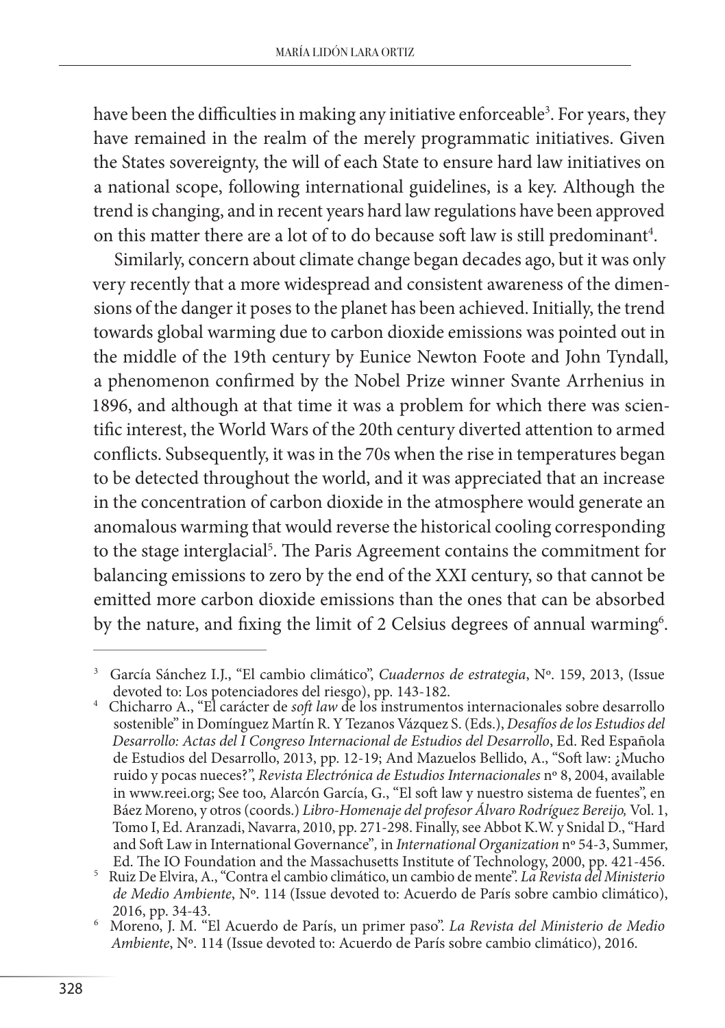have been the difficulties in making any initiative enforceable[3]. For years, they have remained in the realm of the merely programmatic initiatives. Given the States sovereignty, the will of each State to ensure hard law initiatives on a national scope, following international guidelines, is a key. Although the trend is changing, and in recent years hard law regulations have been approved on this matter there are a lot of to do because soft law is still predominant[4].

Similarly, concern about climate change began decades ago, but it was only very recently that a more widespread and consistent awareness of the dimensions of the danger it poses to the planet has been achieved. Initially, the trend towards global warming due to carbon dioxide emissions was pointed out in the middle of the 19th century by Eunice Newton Foote and John Tyndall, a phenomenon confirmed by the Nobel Prize winner Svante Arrhenius in 1896, and although at that time it was a problem for which there was scientific interest, the World Wars of the 20th century diverted attention to armed conflicts. Subsequently, it was in the 70s when the rise in temperatures began to be detected throughout the world, and it was appreciated that an increase in the concentration of carbon dioxide in the atmosphere would generate an anomalous warming that would reverse the historical cooling corresponding to the stage interglacial[5]. The Paris Agreement contains the commitment for balancing emissions to zero by the end of the XXI century, so that cannot be emitted more carbon dioxide emissions than the ones that can be absorbed by the nature, and fixing the limit of 2 Celsius degrees of annual warming[6].

---

[3] García Sánchez I.J., "El cambio climático", *Cuadernos de estrategia*, Nº. 159, 2013, (Issue devoted to: Los potenciadores del riesgo), pp. 143-182.

[4] Chicharro A., "El carácter de *soft law* de los instrumentos internacionales sobre desarrollo sostenible" in Domínguez Martín R. Y Tezanos Vázquez S. (Eds.), *Desafíos de los Estudios del Desarrollo: Actas del I Congreso Internacional de Estudios del Desarrollo*, Ed. Red Española de Estudios del Desarrollo, 2013, pp. 12-19; And Mazuelos Bellido, A., "Soft law: ¿Mucho ruido y pocas nueces?", *Revista Electrónica de Estudios Internacionales* nº 8, 2004, available in www.reei.org; See too, Alarcón García, G., "El soft law y nuestro sistema de fuentes", en Báez Moreno, y otros (coords.) *Libro-Homenaje del profesor Álvaro Rodríguez Bereijo,* Vol. 1, Tomo I, Ed. Aranzadi, Navarra, 2010, pp. 271-298. Finally, see Abbot K.W. y Snidal D., "Hard and Soft Law in International Governance"*,* in *International Organization* nº 54-3, Summer, Ed. The IO Foundation and the Massachusetts Institute of Technology, 2000, pp. 421-456.

[5] Ruiz De Elvira, A., "Contra el cambio climático, un cambio de mente". *La Revista del Ministerio de Medio Ambiente*, Nº. 114 (Issue devoted to: Acuerdo de París sobre cambio climático), 2016, pp. 34-43.

[6] Moreno, J. M. "El Acuerdo de París, un primer paso". *La Revista del Ministerio de Medio Ambiente*, Nº. 114 (Issue devoted to: Acuerdo de París sobre cambio climático), 2016.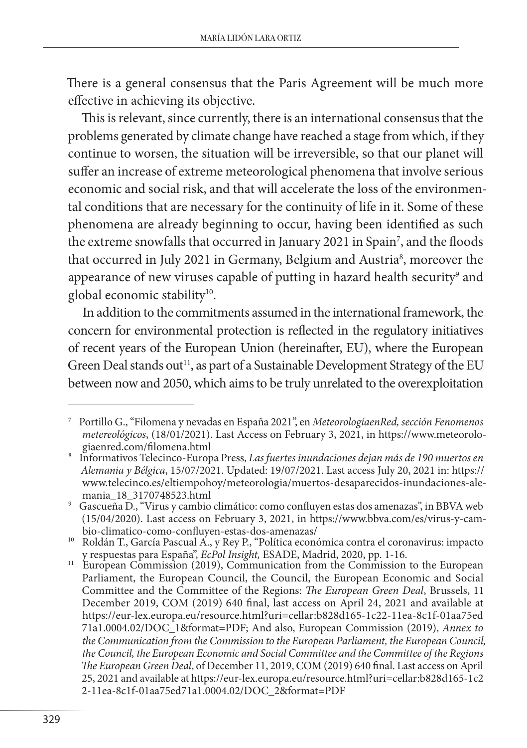There is a general consensus that the Paris Agreement will be much more effective in achieving its objective.

This is relevant, since currently, there is an international consensus that the problems generated by climate change have reached a stage from which, if they continue to worsen, the situation will be irreversible, so that our planet will suffer an increase of extreme meteorological phenomena that involve serious economic and social risk, and that will accelerate the loss of the environmental conditions that are necessary for the continuity of life in it. Some of these phenomena are already beginning to occur, having been identified as such the extreme snowfalls that occurred in January 2021 in Spain[7], and the floods that occurred in July 2021 in Germany, Belgium and Austria[8], moreover the appearance of new viruses capable of putting in hazard health security[9] and global economic stability[10].

In addition to the commitments assumed in the international framework, the concern for environmental protection is reflected in the regulatory initiatives of recent years of the European Union (hereinafter, EU), where the European Green Deal stands out[11], as part of a Sustainable Development Strategy of the EU between now and 2050, which aims to be truly unrelated to the overexploitation

---

[7] Portillo G., "Filomena y nevadas en España 2021", en *MeteorologíaenRed, sección Fenomenos metereológicos*, (18/01/2021). Last Access on February 3, 2021, in https://www.meteorologiaenred.com/filomena.html

[8] Informativos Telecinco-Europa Press, *Las fuertes inundaciones dejan más de 190 muertos en Alemania y Bélgica*, 15/07/2021. Updated: 19/07/2021. Last access July 20, 2021 in: https://www.telecinco.es/eltiempohoy/meteorologia/muertos-desaparecidos-inundaciones-alemania_18_3170748523.html

[9] Gascueña D., "Virus y cambio climático: como confluyen estas dos amenazas", in BBVA web (15/04/2020). Last access on February 3, 2021, in https://www.bbva.com/es/virus-y-cambio-climatico-como-confluyen-estas-dos-amenazas/

[10] Roldán T., García Pascual A., y Rey P., "Política económica contra el coronavirus: impacto y respuestas para España", *EcPol Insight,* ESADE, Madrid, 2020, pp. 1-16.

[11] European Commission (2019), Communication from the Commission to the European Parliament, the European Council, the Council, the European Economic and Social Committee and the Committee of the Regions: *The European Green Deal*, Brussels, 11 December 2019, COM (2019) 640 final, last access on April 24, 2021 and available at https://eur-lex.europa.eu/resource.html?uri=cellar:b828d165-1c22-11ea-8c1f-01aa75ed71a1.0004.02/DOC_1&format=PDF; And also, European Commission (2019), *Annex to the Communication from the Commission to the European Parliament, the European Council, the Council, the European Economic and Social Committee and the Committee of the Regions The European Green Deal*, of December 11, 2019, COM (2019) 640 final. Last access on April 25, 2021 and available at https://eur-lex.europa.eu/resource.html?uri=cellar:b828d165-1c22-11ea-8c1f-01aa75ed71a1.0004.02/DOC_2&format=PDF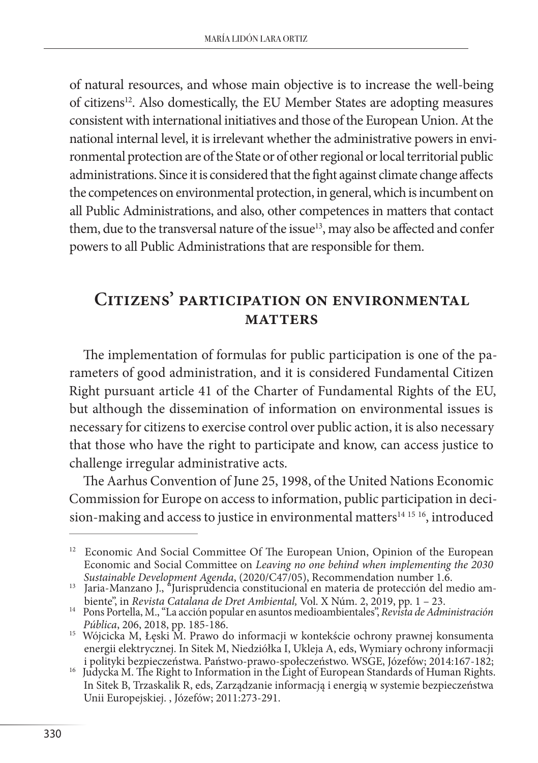of natural resources, and whose main objective is to increase the well-being of citizens[12]. Also domestically, the EU Member States are adopting measures consistent with international initiatives and those of the European Union. At the national internal level, it is irrelevant whether the administrative powers in environmental protection are of the State or of other regional or local territorial public administrations. Since it is considered that the fight against climate change affects the competences on environmental protection, in general, which is incumbent on all Public Administrations, and also, other competences in matters that contact them, due to the transversal nature of the issue[13], may also be affected and confer powers to all Public Administrations that are responsible for them.

## Citizens' participation on environmental matters

The implementation of formulas for public participation is one of the parameters of good administration, and it is considered Fundamental Citizen Right pursuant article 41 of the Charter of Fundamental Rights of the EU, but although the dissemination of information on environmental issues is necessary for citizens to exercise control over public action, it is also necessary that those who have the right to participate and know, can access justice to challenge irregular administrative acts.

The Aarhus Convention of June 25, 1998, of the United Nations Economic Commission for Europe on access to information, public participation in decision-making and access to justice in environmental matters[14 15 16], introduced

---

[12] Economic And Social Committee Of The European Union, Opinion of the European Economic and Social Committee on *Leaving no one behind when implementing the 2030 Sustainable Development Agenda*, (2020/C47/05), Recommendation number 1.6.

[13] Jaria-Manzano J., "Jurisprudencia constitucional en materia de protección del medio ambiente", in *Revista Catalana de Dret Ambiental,* Vol. X Núm. 2, 2019, pp. 1 – 23.

[14] Pons Portella, M., "La acción popular en asuntos medioambientales", *Revista de Administración Pública*, 206, 2018, pp. 185-186.

[15] Wójcicka M, Łęski M. Prawo do informacji w kontekście ochrony prawnej konsumenta energii elektrycznej. In Sitek M, Niedziółka I, Ukleja A, eds, Wymiary ochrony informacji i polityki bezpieczeństwa. Państwo-prawo-społeczeństwo. WSGE, Józefów; 2014:167-182;

[16] Judycka M. The Right to Information in the Light of European Standards of Human Rights. In Sitek B, Trzaskalik R, eds, Zarządzanie informacją i energią w systemie bezpieczeństwa Unii Europejskiej. , Józefów; 2011:273-291.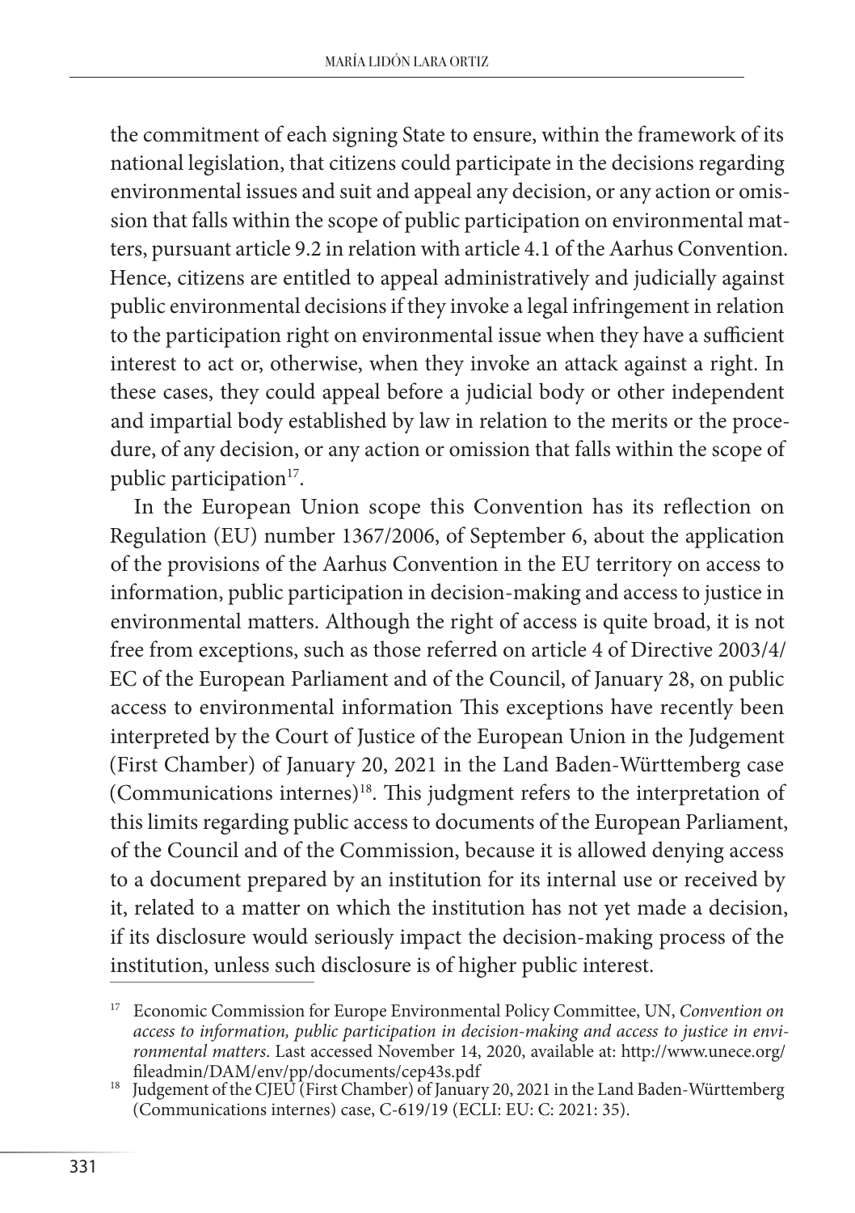the commitment of each signing State to ensure, within the framework of its national legislation, that citizens could participate in the decisions regarding environmental issues and suit and appeal any decision, or any action or omission that falls within the scope of public participation on environmental matters, pursuant article 9.2 in relation with article 4.1 of the Aarhus Convention. Hence, citizens are entitled to appeal administratively and judicially against public environmental decisions if they invoke a legal infringement in relation to the participation right on environmental issue when they have a sufficient interest to act or, otherwise, when they invoke an attack against a right. In these cases, they could appeal before a judicial body or other independent and impartial body established by law in relation to the merits or the procedure, of any decision, or any action or omission that falls within the scope of public participation[17].

In the European Union scope this Convention has its reflection on Regulation (EU) number 1367/2006, of September 6, about the application of the provisions of the Aarhus Convention in the EU territory on access to information, public participation in decision-making and access to justice in environmental matters. Although the right of access is quite broad, it is not free from exceptions, such as those referred on article 4 of Directive 2003/4/EC of the European Parliament and of the Council, of January 28, on public access to environmental information This exceptions have recently been interpreted by the Court of Justice of the European Union in the Judgement (First Chamber) of January 20, 2021 in the Land Baden-Württemberg case (Communications internes)[18]. This judgment refers to the interpretation of this limits regarding public access to documents of the European Parliament, of the Council and of the Commission, because it is allowed denying access to a document prepared by an institution for its internal use or received by it, related to a matter on which the institution has not yet made a decision, if its disclosure would seriously impact the decision-making process of the institution, unless such disclosure is of higher public interest.

---

[17] Economic Commission for Europe Environmental Policy Committee, UN, *Convention on access to information, public participation in decision-making and access to justice in environmental matters*. Last accessed November 14, 2020, available at: http://www.unece.org/fileadmin/DAM/env/pp/documents/cep43s.pdf

[18] Judgement of the CJEU (First Chamber) of January 20, 2021 in the Land Baden-Württemberg (Communications internes) case, C-619/19 (ECLI: EU: C: 2021: 35).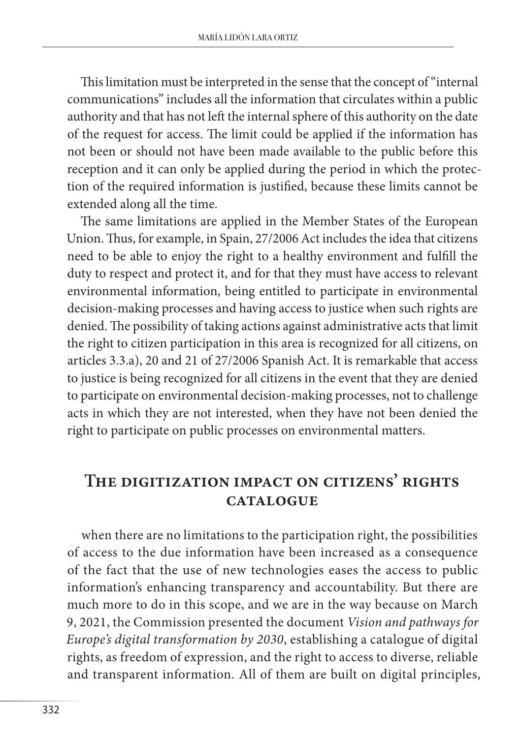This limitation must be interpreted in the sense that the concept of "internal communications" includes all the information that circulates within a public authority and that has not left the internal sphere of this authority on the date of the request for access. The limit could be applied if the information has not been or should not have been made available to the public before this reception and it can only be applied during the period in which the protection of the required information is justified, because these limits cannot be extended along all the time.

The same limitations are applied in the Member States of the European Union. Thus, for example, in Spain, 27/2006 Act includes the idea that citizens need to be able to enjoy the right to a healthy environment and fulfill the duty to respect and protect it, and for that they must have access to relevant environmental information, being entitled to participate in environmental decision-making processes and having access to justice when such rights are denied. The possibility of taking actions against administrative acts that limit the right to citizen participation in this area is recognized for all citizens, on articles 3.3.a), 20 and 21 of 27/2006 Spanish Act. It is remarkable that access to justice is being recognized for all citizens in the event that they are denied to participate on environmental decision-making processes, not to challenge acts in which they are not interested, when they have not been denied the right to participate on public processes on environmental matters.

## The digitization impact on citizens' rights catalogue

when there are no limitations to the participation right, the possibilities of access to the due information have been increased as a consequence of the fact that the use of new technologies eases the access to public information's enhancing transparency and accountability. But there are much more to do in this scope, and we are in the way because on March 9, 2021, the Commission presented the document *Vision and pathways for Europe's digital transformation by 2030*, establishing a catalogue of digital rights, as freedom of expression, and the right to access to diverse, reliable and transparent information. All of them are built on digital principles,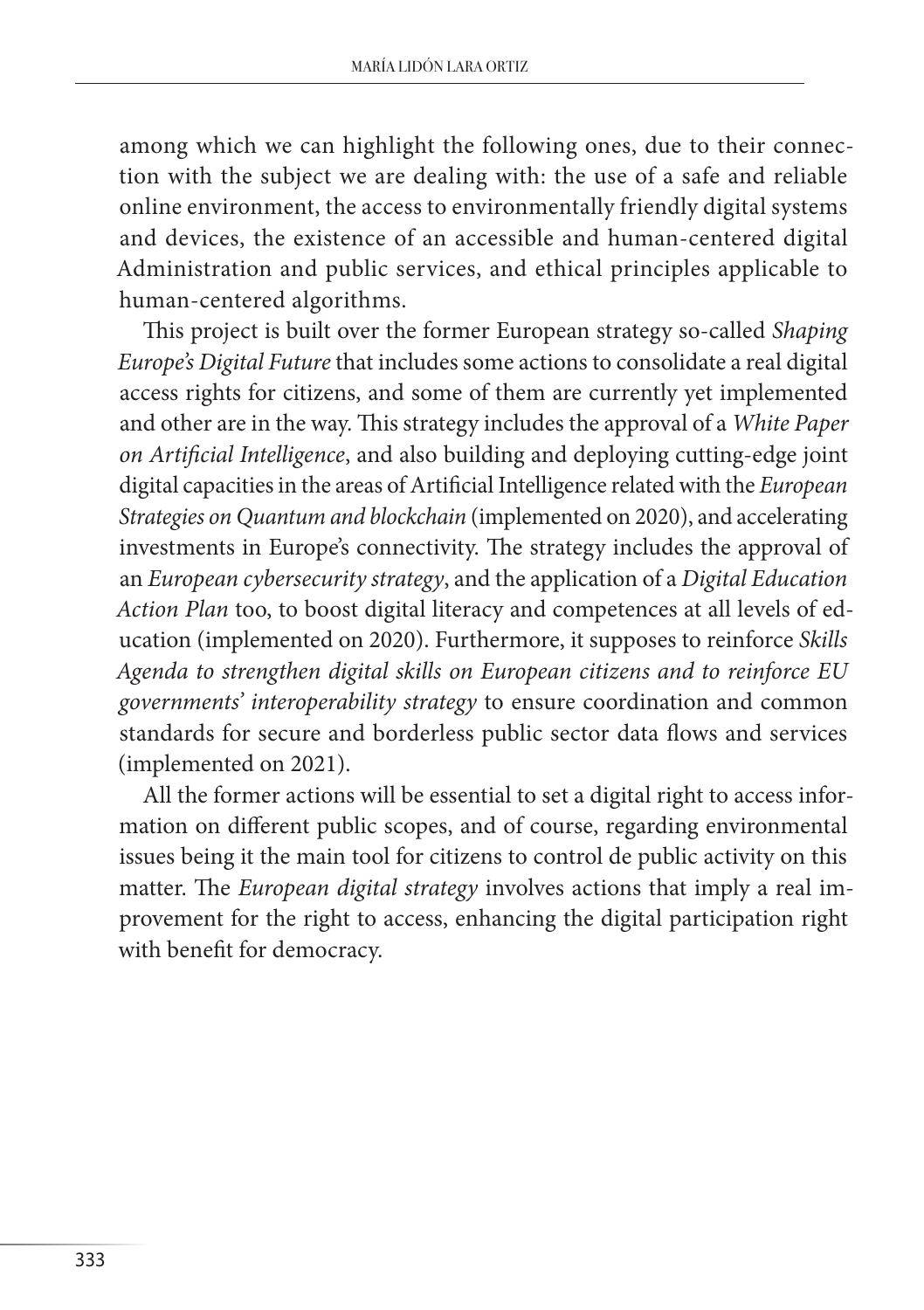among which we can highlight the following ones, due to their connection with the subject we are dealing with: the use of a safe and reliable online environment, the access to environmentally friendly digital systems and devices, the existence of an accessible and human-centered digital Administration and public services, and ethical principles applicable to human-centered algorithms.

This project is built over the former European strategy so-called *Shaping Europe's Digital Future* that includes some actions to consolidate a real digital access rights for citizens, and some of them are currently yet implemented and other are in the way. This strategy includes the approval of a *White Paper on Artificial Intelligence*, and also building and deploying cutting-edge joint digital capacities in the areas of Artificial Intelligence related with the *European Strategies on Quantum and blockchain* (implemented on 2020), and accelerating investments in Europe's connectivity. The strategy includes the approval of an *European cybersecurity strategy*, and the application of a *Digital Education Action Plan* too, to boost digital literacy and competences at all levels of education (implemented on 2020). Furthermore, it supposes to reinforce *Skills Agenda to strengthen digital skills on European citizens and to reinforce EU governments' interoperability strategy* to ensure coordination and common standards for secure and borderless public sector data flows and services (implemented on 2021).

All the former actions will be essential to set a digital right to access information on different public scopes, and of course, regarding environmental issues being it the main tool for citizens to control de public activity on this matter. The *European digital strategy* involves actions that imply a real improvement for the right to access, enhancing the digital participation right with benefit for democracy.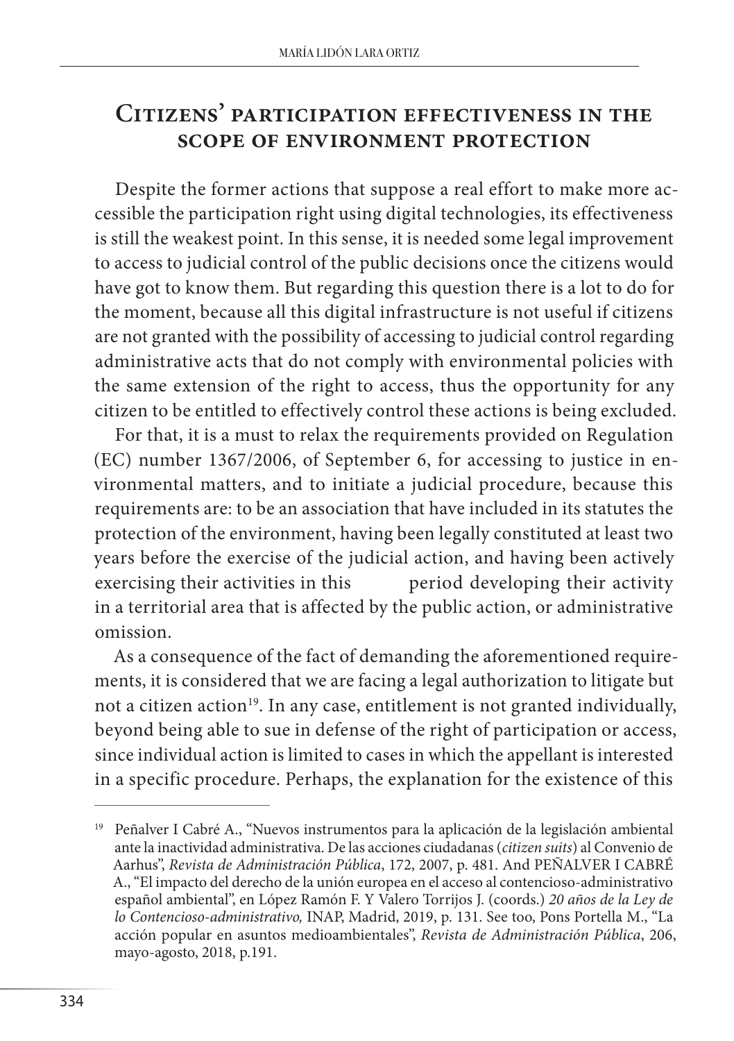## Citizens' participation effectiveness in the scope of environment protection

Despite the former actions that suppose a real effort to make more accessible the participation right using digital technologies, its effectiveness is still the weakest point. In this sense, it is needed some legal improvement to access to judicial control of the public decisions once the citizens would have got to know them. But regarding this question there is a lot to do for the moment, because all this digital infrastructure is not useful if citizens are not granted with the possibility of accessing to judicial control regarding administrative acts that do not comply with environmental policies with the same extension of the right to access, thus the opportunity for any citizen to be entitled to effectively control these actions is being excluded.

For that, it is a must to relax the requirements provided on Regulation (EC) number 1367/2006, of September 6, for accessing to justice in environmental matters, and to initiate a judicial procedure, because this requirements are: to be an association that have included in its statutes the protection of the environment, having been legally constituted at least two years before the exercise of the judicial action, and having been actively exercising their activities in this period developing their activity in a territorial area that is affected by the public action, or administrative omission.

As a consequence of the fact of demanding the aforementioned requirements, it is considered that we are facing a legal authorization to litigate but not a citizen action[19]. In any case, entitlement is not granted individually, beyond being able to sue in defense of the right of participation or access, since individual action is limited to cases in which the appellant is interested in a specific procedure. Perhaps, the explanation for the existence of this

---

[19] Peñalver I Cabré A., "Nuevos instrumentos para la aplicación de la legislación ambiental ante la inactividad administrativa. De las acciones ciudadanas (*citizen suits*) al Convenio de Aarhus", *Revista de Administración Pública*, 172, 2007, p. 481. And PEÑALVER I CABRÉ A., "El impacto del derecho de la unión europea en el acceso al contencioso-administrativo español ambiental", en López Ramón F. Y Valero Torrijos J. (coords.) *20 años de la Ley de lo Contencioso-administrativo,* INAP, Madrid, 2019, p. 131. See too, Pons Portella M., "La acción popular en asuntos medioambientales", *Revista de Administración Pública*, 206, mayo-agosto, 2018, p.191.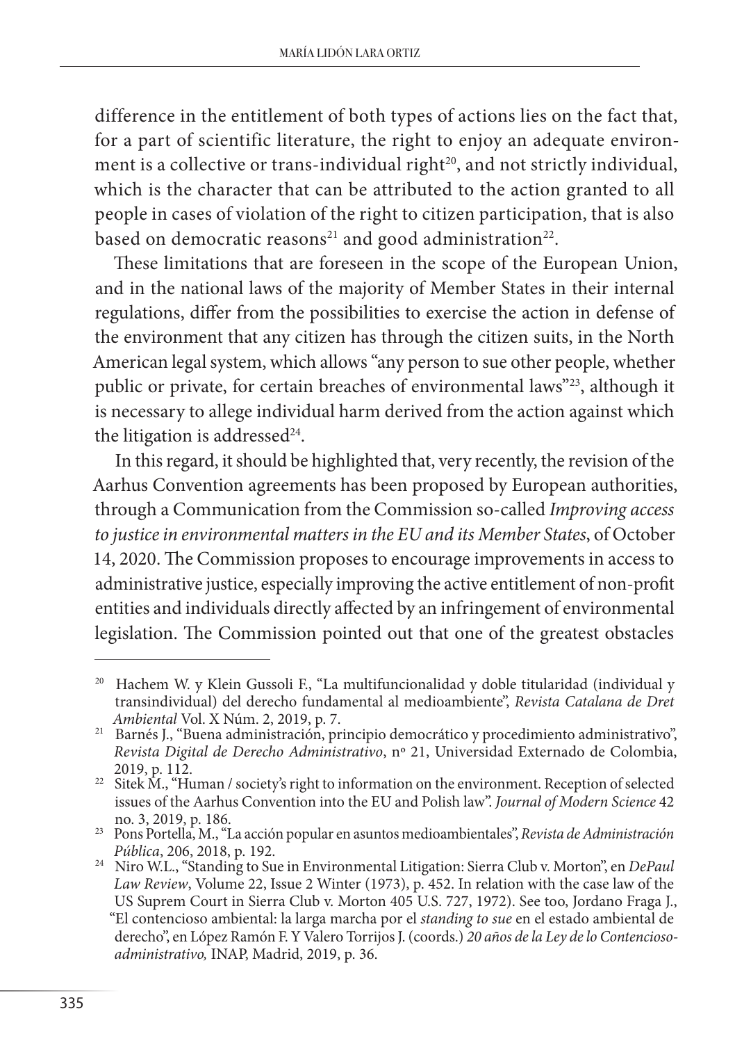difference in the entitlement of both types of actions lies on the fact that, for a part of scientific literature, the right to enjoy an adequate environment is a collective or trans-individual right[20], and not strictly individual, which is the character that can be attributed to the action granted to all people in cases of violation of the right to citizen participation, that is also based on democratic reasons[21] and good administration[22].

These limitations that are foreseen in the scope of the European Union, and in the national laws of the majority of Member States in their internal regulations, differ from the possibilities to exercise the action in defense of the environment that any citizen has through the citizen suits, in the North American legal system, which allows "any person to sue other people, whether public or private, for certain breaches of environmental laws"[23], although it is necessary to allege individual harm derived from the action against which the litigation is addressed[24].

In this regard, it should be highlighted that, very recently, the revision of the Aarhus Convention agreements has been proposed by European authorities, through a Communication from the Commission so-called *Improving access to justice in environmental matters in the EU and its Member States*, of October 14, 2020. The Commission proposes to encourage improvements in access to administrative justice, especially improving the active entitlement of non-profit entities and individuals directly affected by an infringement of environmental legislation. The Commission pointed out that one of the greatest obstacles

---

[20] Hachem W. y Klein Gussoli F., "La multifuncionalidad y doble titularidad (individual y transindividual) del derecho fundamental al medioambiente", *Revista Catalana de Dret Ambiental* Vol. X Núm. 2, 2019, p. 7.

[21] Barnés J., "Buena administración, principio democrático y procedimiento administrativo", *Revista Digital de Derecho Administrativo*, nº 21, Universidad Externado de Colombia, 2019, p. 112.

[22] Sitek M., "Human / society's right to information on the environment. Reception of selected issues of the Aarhus Convention into the EU and Polish law". *Journal of Modern Science* 42 no. 3, 2019, p. 186.

[23] Pons Portella, M., "La acción popular en asuntos medioambientales", *Revista de Administración Pública*, 206, 2018, p. 192.

[24] Niro W.L., "Standing to Sue in Environmental Litigation: Sierra Club v. Morton", en *DePaul Law Review*, Volume 22, Issue 2 Winter (1973), p. 452. In relation with the case law of the US Suprem Court in Sierra Club v. Morton 405 U.S. 727, 1972). See too, Jordano Fraga J., "El contencioso ambiental: la larga marcha por el *standing to sue* en el estado ambiental de derecho", en López Ramón F. Y Valero Torrijos J. (coords.) *20 años de la Ley de lo Contencioso-administrativo,* INAP, Madrid, 2019, p. 36.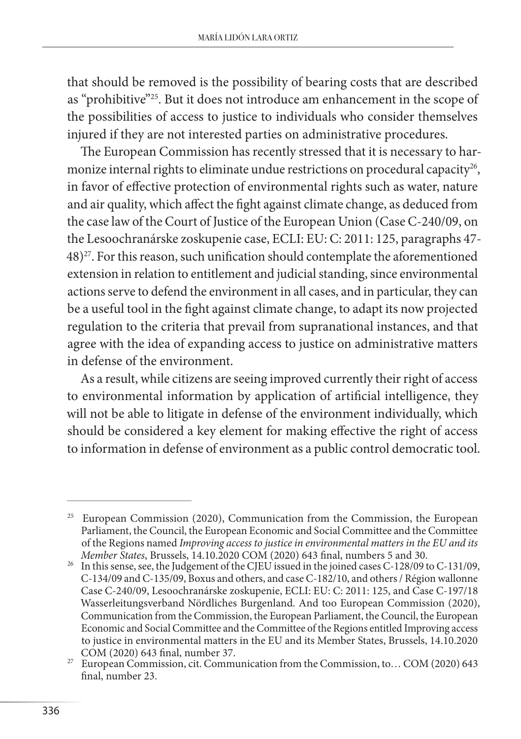that should be removed is the possibility of bearing costs that are described as "prohibitive"[25]. But it does not introduce am enhancement in the scope of the possibilities of access to justice to individuals who consider themselves injured if they are not interested parties on administrative procedures.

The European Commission has recently stressed that it is necessary to harmonize internal rights to eliminate undue restrictions on procedural capacity[26], in favor of effective protection of environmental rights such as water, nature and air quality, which affect the fight against climate change, as deduced from the case law of the Court of Justice of the European Union (Case C-240/09, on the Lesoochranárske zoskupenie case, ECLI: EU: C: 2011: 125, paragraphs 47-48)[27]. For this reason, such unification should contemplate the aforementioned extension in relation to entitlement and judicial standing, since environmental actions serve to defend the environment in all cases, and in particular, they can be a useful tool in the fight against climate change, to adapt its now projected regulation to the criteria that prevail from supranational instances, and that agree with the idea of expanding access to justice on administrative matters in defense of the environment.

As a result, while citizens are seeing improved currently their right of access to environmental information by application of artificial intelligence, they will not be able to litigate in defense of the environment individually, which should be considered a key element for making effective the right of access to information in defense of environment as a public control democratic tool.

---

[25] European Commission (2020), Communication from the Commission, the European Parliament, the Council, the European Economic and Social Committee and the Committee of the Regions named *Improving access to justice in environmental matters in the EU and its Member States*, Brussels, 14.10.2020 COM (2020) 643 final, numbers 5 and 30.

[26] In this sense, see, the Judgement of the CJEU issued in the joined cases C-128/09 to C-131/09, C-134/09 and C-135/09, Boxus and others, and case C-182/10, and others / Région wallonne Case C-240/09, Lesoochranárske zoskupenie, ECLI: EU: C: 2011: 125, and Case C-197/18 Wasserleitungsverband Nördliches Burgenland. And too European Commission (2020), Communication from the Commission, the European Parliament, the Council, the European Economic and Social Committee and the Committee of the Regions entitled Improving access to justice in environmental matters in the EU and its Member States, Brussels, 14.10.2020 COM (2020) 643 final, number 37.

[27] European Commission, cit. Communication from the Commission, to… COM (2020) 643 final, number 23.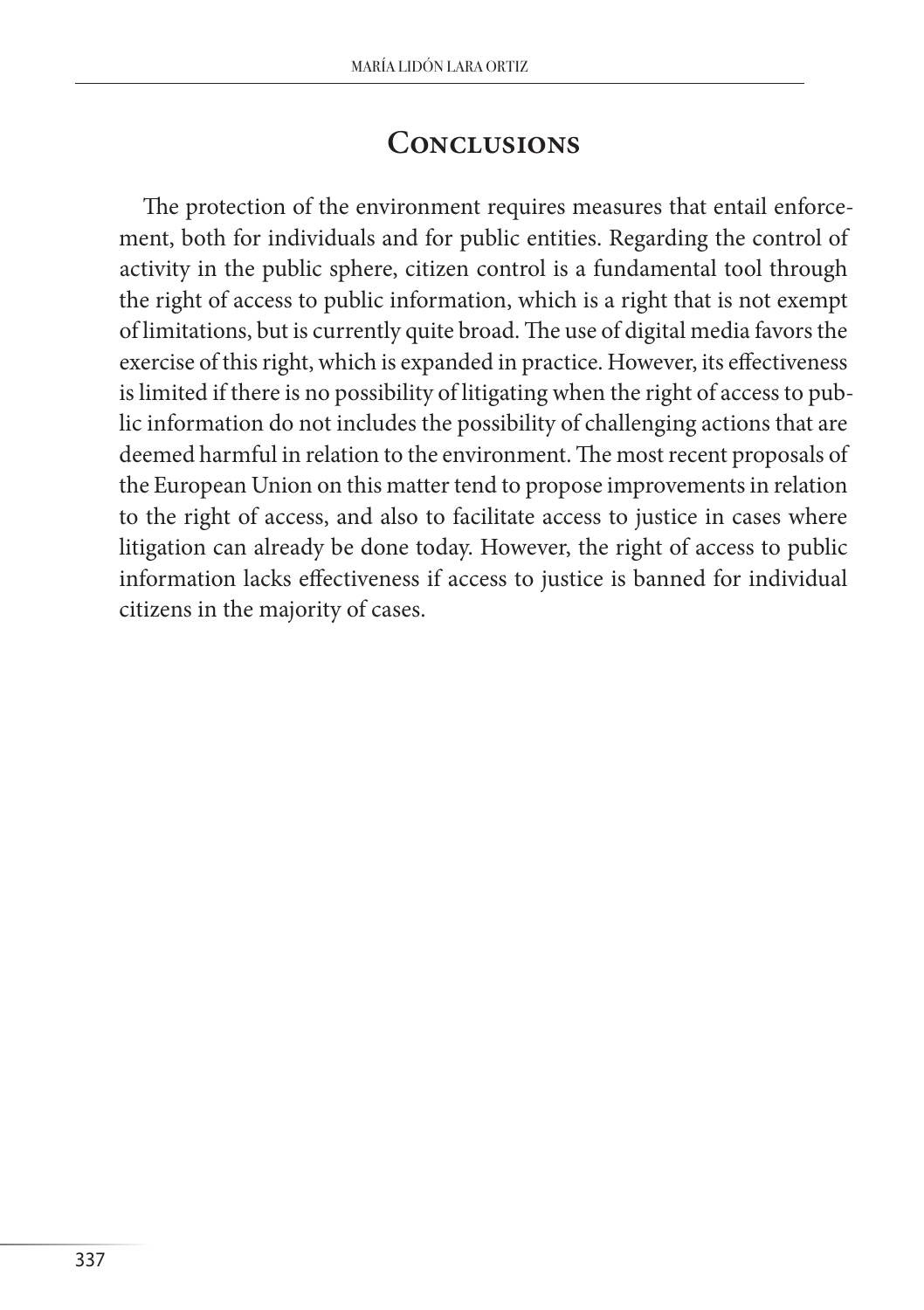## Conclusions

The protection of the environment requires measures that entail enforcement, both for individuals and for public entities. Regarding the control of activity in the public sphere, citizen control is a fundamental tool through the right of access to public information, which is a right that is not exempt of limitations, but is currently quite broad. The use of digital media favors the exercise of this right, which is expanded in practice. However, its effectiveness is limited if there is no possibility of litigating when the right of access to public information do not includes the possibility of challenging actions that are deemed harmful in relation to the environment. The most recent proposals of the European Union on this matter tend to propose improvements in relation to the right of access, and also to facilitate access to justice in cases where litigation can already be done today. However, the right of access to public information lacks effectiveness if access to justice is banned for individual citizens in the majority of cases.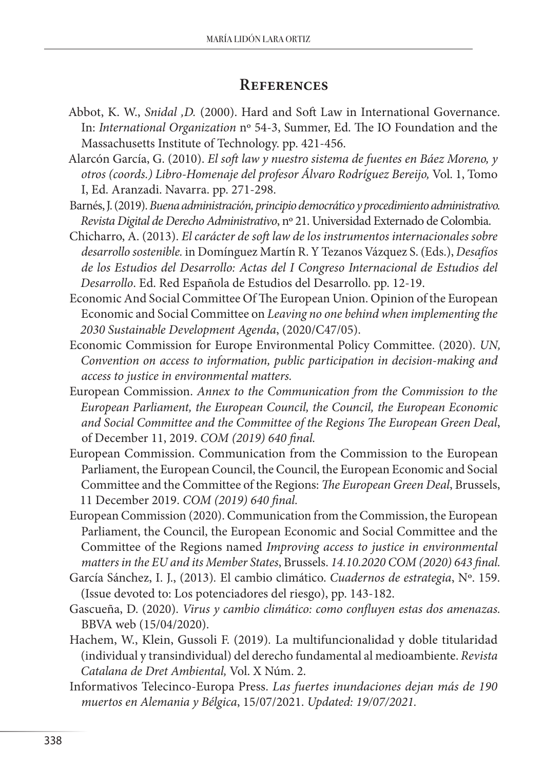## References

Abbot, K. W., *Snidal ,D.* (2000). Hard and Soft Law in International Governance. In: *International Organization* nº 54-3, Summer, Ed. The IO Foundation and the Massachusetts Institute of Technology. pp. 421-456.

Alarcón García, G. (2010). *El soft law y nuestro sistema de fuentes en Báez Moreno, y otros (coords.) Libro-Homenaje del profesor Álvaro Rodríguez Bereijo,* Vol. 1, Tomo I, Ed. Aranzadi. Navarra. pp. 271-298.

Barnés, J. (2019). *Buena administración, principio democrático y procedimiento administrativo. Revista Digital de Derecho Administrativo*, nº 21. Universidad Externado de Colombia.

Chicharro, A. (2013). *El carácter de soft law de los instrumentos internacionales sobre desarrollo sostenible.* in Domínguez Martín R. Y Tezanos Vázquez S. (Eds.), *Desafíos de los Estudios del Desarrollo: Actas del I Congreso Internacional de Estudios del Desarrollo*. Ed. Red Española de Estudios del Desarrollo. pp. 12-19.

Economic And Social Committee Of The European Union. Opinion of the European Economic and Social Committee on *Leaving no one behind when implementing the 2030 Sustainable Development Agenda*, (2020/C47/05).

Economic Commission for Europe Environmental Policy Committee. (2020). *UN, Convention on access to information, public participation in decision-making and access to justice in environmental matters.*

European Commission. *Annex to the Communication from the Commission to the European Parliament, the European Council, the Council, the European Economic and Social Committee and the Committee of the Regions The European Green Deal*, of December 11, 2019. *COM (2019) 640 final.*

European Commission. Communication from the Commission to the European Parliament, the European Council, the Council, the European Economic and Social Committee and the Committee of the Regions: *The European Green Deal*, Brussels, 11 December 2019. *COM (2019) 640 final.*

European Commission (2020). Communication from the Commission, the European Parliament, the Council, the European Economic and Social Committee and the Committee of the Regions named *Improving access to justice in environmental matters in the EU and its Member States*, Brussels. *14.10.2020 COM (2020) 643 final.*

García Sánchez, I. J., (2013). El cambio climático. *Cuadernos de estrategia*, Nº. 159. (Issue devoted to: Los potenciadores del riesgo), pp. 143-182.

Gascueña, D. (2020). *Virus y cambio climático: como confluyen estas dos amenazas.* BBVA web (15/04/2020).

Hachem, W., Klein, Gussoli F. (2019). La multifuncionalidad y doble titularidad (individual y transindividual) del derecho fundamental al medioambiente. *Revista Catalana de Dret Ambiental,* Vol. X Núm. 2.

Informativos Telecinco-Europa Press. *Las fuertes inundaciones dejan más de 190 muertos en Alemania y Bélgica*, 15/07/2021. *Updated: 19/07/2021.*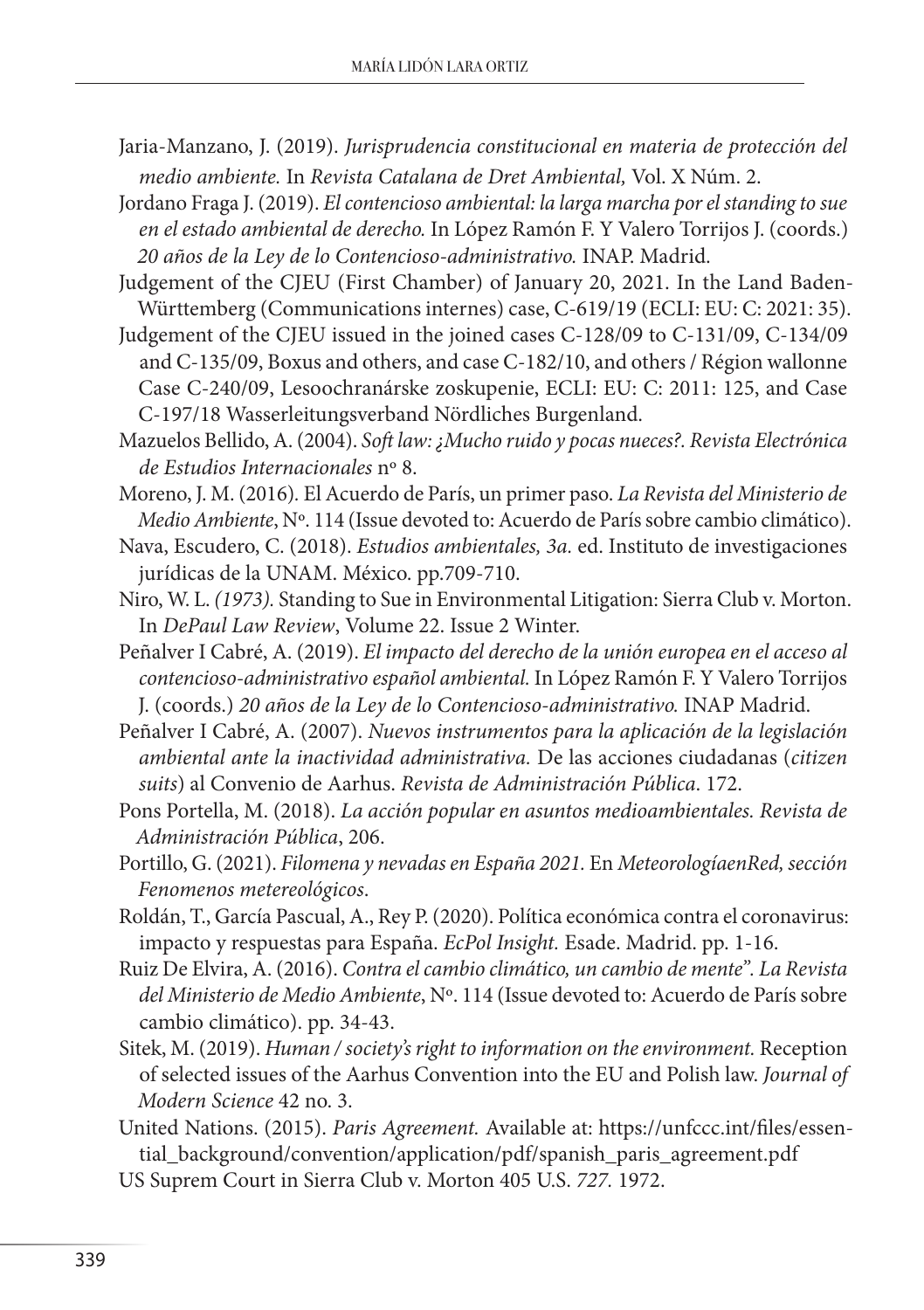Jaria-Manzano, J. (2019). *Jurisprudencia constitucional en materia de protección del medio ambiente.* In *Revista Catalana de Dret Ambiental,* Vol. X Núm. 2.

Jordano Fraga J. (2019). *El contencioso ambiental: la larga marcha por el standing to sue en el estado ambiental de derecho.* In López Ramón F. Y Valero Torrijos J. (coords.) *20 años de la Ley de lo Contencioso-administrativo.* INAP. Madrid.

Judgement of the CJEU (First Chamber) of January 20, 2021. In the Land Baden-Württemberg (Communications internes) case, C-619/19 (ECLI: EU: C: 2021: 35).

Judgement of the CJEU issued in the joined cases C-128/09 to C-131/09, C-134/09 and C-135/09, Boxus and others, and case C-182/10, and others / Région wallonne Case C-240/09, Lesoochranárske zoskupenie, ECLI: EU: C: 2011: 125, and Case C-197/18 Wasserleitungsverband Nördliches Burgenland.

Mazuelos Bellido, A. (2004). *Soft law: ¿Mucho ruido y pocas nueces?. Revista Electrónica de Estudios Internacionales* nº 8.

Moreno, J. M. (2016). El Acuerdo de París, un primer paso. *La Revista del Ministerio de Medio Ambiente*, Nº. 114 (Issue devoted to: Acuerdo de París sobre cambio climático).

Nava, Escudero, C. (2018). *Estudios ambientales, 3a.* ed. Instituto de investigaciones jurídicas de la UNAM. México. pp.709-710.

Niro, W. L. *(1973).* Standing to Sue in Environmental Litigation: Sierra Club v. Morton. In *DePaul Law Review*, Volume 22. Issue 2 Winter.

Peñalver I Cabré, A. (2019). *El impacto del derecho de la unión europea en el acceso al contencioso-administrativo español ambiental.* In López Ramón F. Y Valero Torrijos J. (coords.) *20 años de la Ley de lo Contencioso-administrativo.* INAP Madrid.

Peñalver I Cabré, A. (2007). *Nuevos instrumentos para la aplicación de la legislación ambiental ante la inactividad administrativa.* De las acciones ciudadanas (*citizen suits*) al Convenio de Aarhus. *Revista de Administración Pública*. 172.

Pons Portella, M. (2018). *La acción popular en asuntos medioambientales. Revista de Administración Pública*, 206.

Portillo, G. (2021). *Filomena y nevadas en España 2021.* En *MeteorologíaenRed, sección Fenomenos metereológicos*.

Roldán, T., García Pascual, A., Rey P. (2020). Política económica contra el coronavirus: impacto y respuestas para España. *EcPol Insight.* Esade. Madrid. pp. 1-16.

Ruiz De Elvira, A. (2016). *Contra el cambio climático, un cambio de mente". La Revista del Ministerio de Medio Ambiente*, Nº. 114 (Issue devoted to: Acuerdo de París sobre cambio climático). pp. 34-43.

Sitek, M. (2019). *Human / society's right to information on the environment.* Reception of selected issues of the Aarhus Convention into the EU and Polish law. *Journal of Modern Science* 42 no. 3.

United Nations. (2015). *Paris Agreement.* Available at: https://unfccc.int/files/essential_background/convention/application/pdf/spanish_paris_agreement.pdf

US Suprem Court in Sierra Club v. Morton 405 U.S. *727.* 1972.